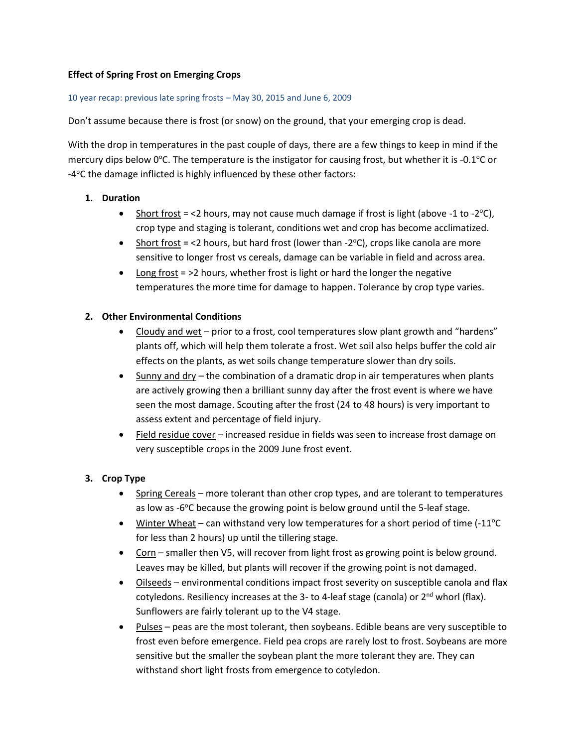**Effect of Spring Frost on Emerging Crops**

10 year recap: previous late spring frosts – May 30, 2015 and June 6, 2009

Don't assume because there is frost (or snow) on the ground, that your emerging crop is dead.

With the drop in temperatures in the past couple of days, there are a few things to keep in mind if the mercury dips below 0°C. The temperature is the instigator for causing frost, but whether it is -0.1°C or -4°C the damage inflicted is highly influenced by these other factors:

1. **Duration**
   - Short frost = <2 hours, may not cause much damage if frost is light (above -1 to -2°C), crop type and staging is tolerant, conditions wet and crop has become acclimatized.
   - Short frost = <2 hours, but hard frost (lower than -2°C), crops like canola are more sensitive to longer frost vs cereals, damage can be variable in field and across area.
   - Long frost = >2 hours, whether frost is light or hard the longer the negative temperatures the more time for damage to happen. Tolerance by crop type varies.

2. **Other Environmental Conditions**
   - Cloudy and wet – prior to a frost, cool temperatures slow plant growth and "hardens" plants off, which will help them tolerate a frost. Wet soil also helps buffer the cold air effects on the plants, as wet soils change temperature slower than dry soils.
   - Sunny and dry – the combination of a dramatic drop in air temperatures when plants are actively growing then a brilliant sunny day after the frost event is where we have seen the most damage. Scouting after the frost (24 to 48 hours) is very important to assess extent and percentage of field injury.
   - Field residue cover – increased residue in fields was seen to increase frost damage on very susceptible crops in the 2009 June frost event.

3. **Crop Type**
   - Spring Cereals – more tolerant than other crop types, and are tolerant to temperatures as low as -6°C because the growing point is below ground until the 5-leaf stage.
   - Winter Wheat – can withstand very low temperatures for a short period of time (-11°C for less than 2 hours) up until the tillering stage.
   - Corn – smaller then V5, will recover from light frost as growing point is below ground. Leaves may be killed, but plants will recover if the growing point is not damaged.
   - Oilseeds – environmental conditions impact frost severity on susceptible canola and flax cotyledons. Resiliency increases at the 3- to 4-leaf stage (canola) or 2nd whorl (flax). Sunflowers are fairly tolerant up to the V4 stage.
   - Pulses – peas are the most tolerant, then soybeans. Edible beans are very susceptible to frost even before emergence. Field pea crops are rarely lost to frost. Soybeans are more sensitive but the smaller the soybean plant the more tolerant they are. They can withstand short light frosts from emergence to cotyledon.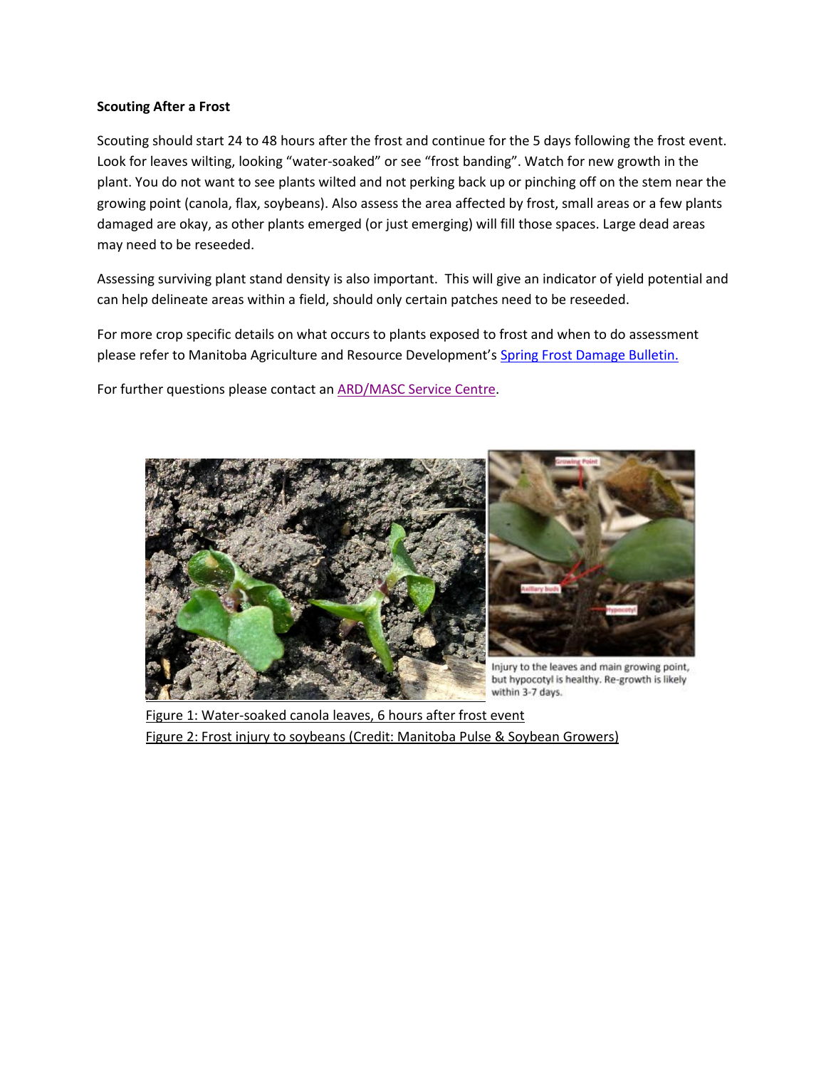**Scouting After a Frost**

Scouting should start 24 to 48 hours after the frost and continue for the 5 days following the frost event. Look for leaves wilting, looking "water-soaked" or see "frost banding". Watch for new growth in the plant. You do not want to see plants wilted and not perking back up or pinching off on the stem near the growing point (canola, flax, soybeans). Also assess the area affected by frost, small areas or a few plants damaged are okay, as other plants emerged (or just emerging) will fill those spaces. Large dead areas may need to be reseeded.

Assessing surviving plant stand density is also important. This will give an indicator of yield potential and can help delineate areas within a field, should only certain patches need to be reseeded.

For more crop specific details on what occurs to plants exposed to frost and when to do assessment please refer to Manitoba Agriculture and Resource Development's Spring Frost Damage Bulletin.

For further questions please contact an ARD/MASC Service Centre.

Growing Point

Axillary buds

Hypocotyl

Injury to the leaves and main growing point, but hypocotyl is healthy. Re-growth is likely within 3-7 days.

Figure 1: Water-soaked canola leaves, 6 hours after frost event

Figure 2: Frost injury to soybeans (Credit: Manitoba Pulse & Soybean Growers)